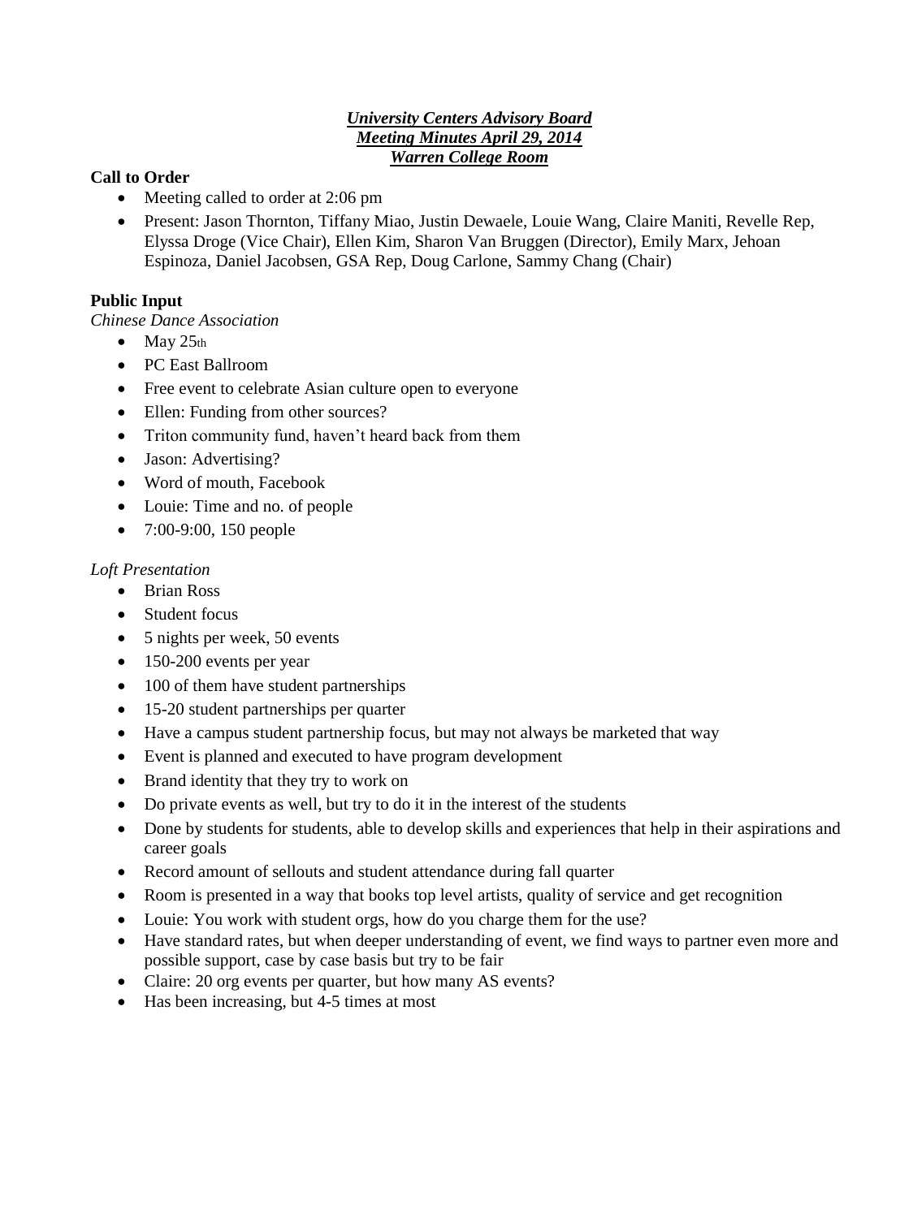***University Centers Advisory Board***
***Meeting Minutes April 29, 2014***
***Warren College Room***

**Call to Order**

- Meeting called to order at 2:06 pm
- Present: Jason Thornton, Tiffany Miao, Justin Dewaele, Louie Wang, Claire Maniti, Revelle Rep, Elyssa Droge (Vice Chair), Ellen Kim, Sharon Van Bruggen (Director), Emily Marx, Jehoan Espinoza, Daniel Jacobsen, GSA Rep, Doug Carlone, Sammy Chang (Chair)

**Public Input**

*Chinese Dance Association*

- May 25th
- PC East Ballroom
- Free event to celebrate Asian culture open to everyone
- Ellen: Funding from other sources?
- Triton community fund, haven't heard back from them
- Jason: Advertising?
- Word of mouth, Facebook
- Louie: Time and no. of people
- 7:00-9:00, 150 people

*Loft Presentation*

- Brian Ross
- Student focus
- 5 nights per week, 50 events
- 150-200 events per year
- 100 of them have student partnerships
- 15-20 student partnerships per quarter
- Have a campus student partnership focus, but may not always be marketed that way
- Event is planned and executed to have program development
- Brand identity that they try to work on
- Do private events as well, but try to do it in the interest of the students
- Done by students for students, able to develop skills and experiences that help in their aspirations and career goals
- Record amount of sellouts and student attendance during fall quarter
- Room is presented in a way that books top level artists, quality of service and get recognition
- Louie: You work with student orgs, how do you charge them for the use?
- Have standard rates, but when deeper understanding of event, we find ways to partner even more and possible support, case by case basis but try to be fair
- Claire: 20 org events per quarter, but how many AS events?
- Has been increasing, but 4-5 times at most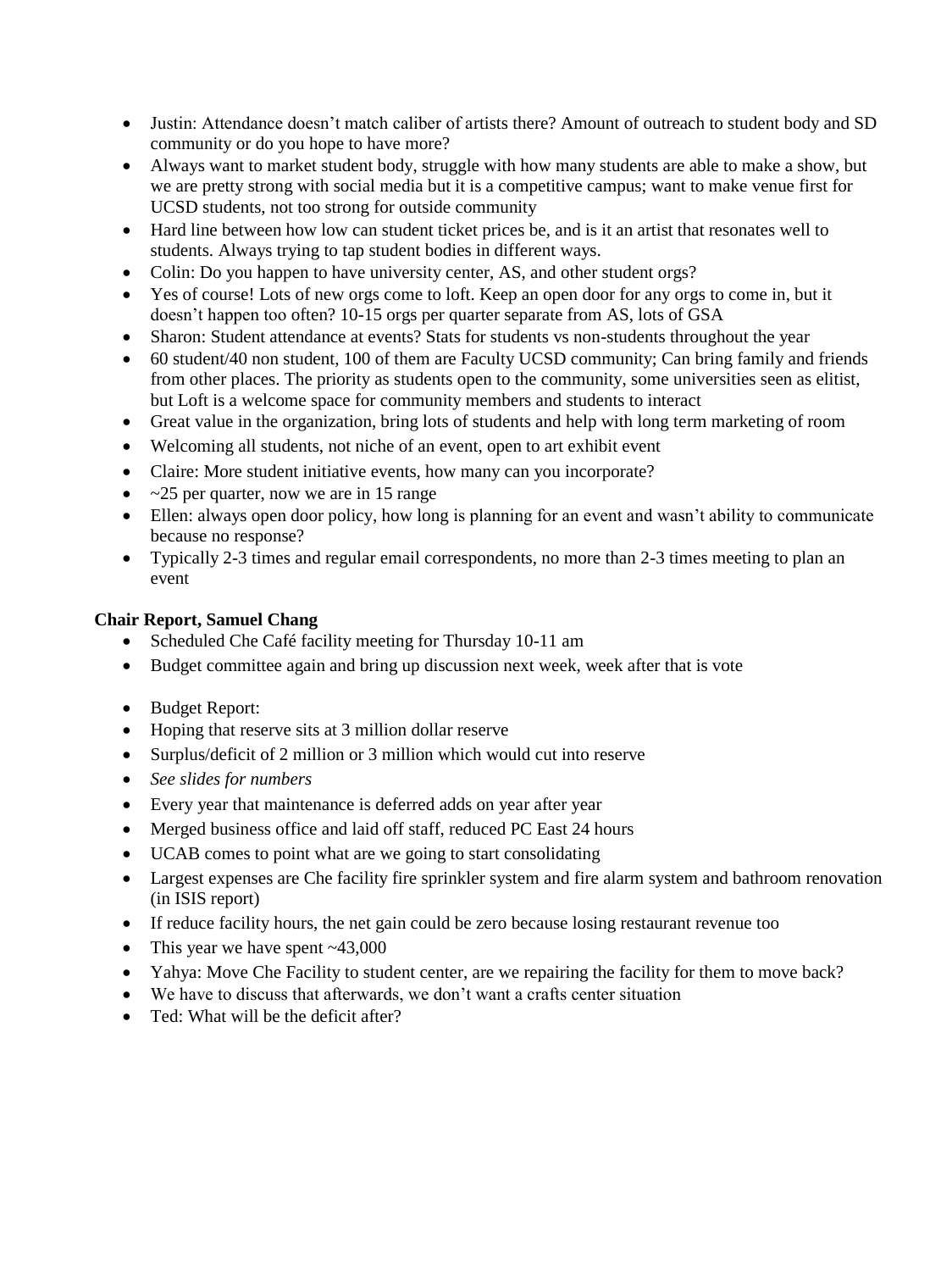- Justin: Attendance doesn't match caliber of artists there? Amount of outreach to student body and SD community or do you hope to have more?
- Always want to market student body, struggle with how many students are able to make a show, but we are pretty strong with social media but it is a competitive campus; want to make venue first for UCSD students, not too strong for outside community
- Hard line between how low can student ticket prices be, and is it an artist that resonates well to students. Always trying to tap student bodies in different ways.
- Colin: Do you happen to have university center, AS, and other student orgs?
- Yes of course! Lots of new orgs come to loft. Keep an open door for any orgs to come in, but it doesn't happen too often? 10-15 orgs per quarter separate from AS, lots of GSA
- Sharon: Student attendance at events? Stats for students vs non-students throughout the year
- 60 student/40 non student, 100 of them are Faculty UCSD community; Can bring family and friends from other places. The priority as students open to the community, some universities seen as elitist, but Loft is a welcome space for community members and students to interact
- Great value in the organization, bring lots of students and help with long term marketing of room
- Welcoming all students, not niche of an event, open to art exhibit event
- Claire: More student initiative events, how many can you incorporate?
- ~25 per quarter, now we are in 15 range
- Ellen: always open door policy, how long is planning for an event and wasn't ability to communicate because no response?
- Typically 2-3 times and regular email correspondents, no more than 2-3 times meeting to plan an event

**Chair Report, Samuel Chang**

- Scheduled Che Café facility meeting for Thursday 10-11 am
- Budget committee again and bring up discussion next week, week after that is vote

- Budget Report:
- Hoping that reserve sits at 3 million dollar reserve
- Surplus/deficit of 2 million or 3 million which would cut into reserve
- *See slides for numbers*
- Every year that maintenance is deferred adds on year after year
- Merged business office and laid off staff, reduced PC East 24 hours
- UCAB comes to point what are we going to start consolidating
- Largest expenses are Che facility fire sprinkler system and fire alarm system and bathroom renovation (in ISIS report)
- If reduce facility hours, the net gain could be zero because losing restaurant revenue too
- This year we have spent ~43,000
- Yahya: Move Che Facility to student center, are we repairing the facility for them to move back?
- We have to discuss that afterwards, we don't want a crafts center situation
- Ted: What will be the deficit after?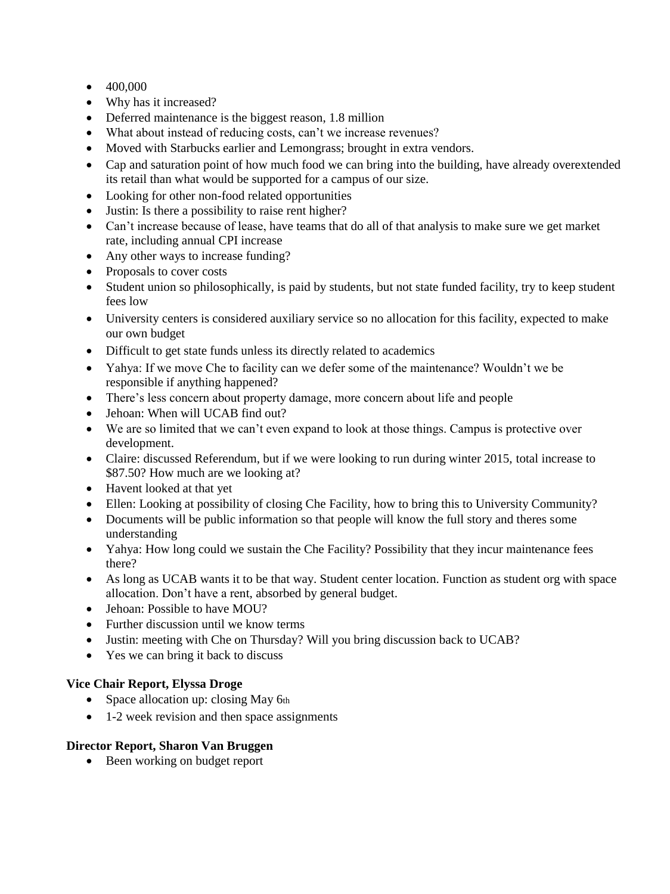- 400,000
- Why has it increased?
- Deferred maintenance is the biggest reason, 1.8 million
- What about instead of reducing costs, can't we increase revenues?
- Moved with Starbucks earlier and Lemongrass; brought in extra vendors.
- Cap and saturation point of how much food we can bring into the building, have already overextended its retail than what would be supported for a campus of our size.
- Looking for other non-food related opportunities
- Justin: Is there a possibility to raise rent higher?
- Can't increase because of lease, have teams that do all of that analysis to make sure we get market rate, including annual CPI increase
- Any other ways to increase funding?
- Proposals to cover costs
- Student union so philosophically, is paid by students, but not state funded facility, try to keep student fees low
- University centers is considered auxiliary service so no allocation for this facility, expected to make our own budget
- Difficult to get state funds unless its directly related to academics
- Yahya: If we move Che to facility can we defer some of the maintenance? Wouldn't we be responsible if anything happened?
- There's less concern about property damage, more concern about life and people
- Jehoan: When will UCAB find out?
- We are so limited that we can't even expand to look at those things. Campus is protective over development.
- Claire: discussed Referendum, but if we were looking to run during winter 2015, total increase to $87.50? How much are we looking at?
- Havent looked at that yet
- Ellen: Looking at possibility of closing Che Facility, how to bring this to University Community?
- Documents will be public information so that people will know the full story and theres some understanding
- Yahya: How long could we sustain the Che Facility? Possibility that they incur maintenance fees there?
- As long as UCAB wants it to be that way. Student center location. Function as student org with space allocation. Don't have a rent, absorbed by general budget.
- Jehoan: Possible to have MOU?
- Further discussion until we know terms
- Justin: meeting with Che on Thursday? Will you bring discussion back to UCAB?
- Yes we can bring it back to discuss

**Vice Chair Report, Elyssa Droge**

- Space allocation up: closing May 6th
- 1-2 week revision and then space assignments

**Director Report, Sharon Van Bruggen**

- Been working on budget report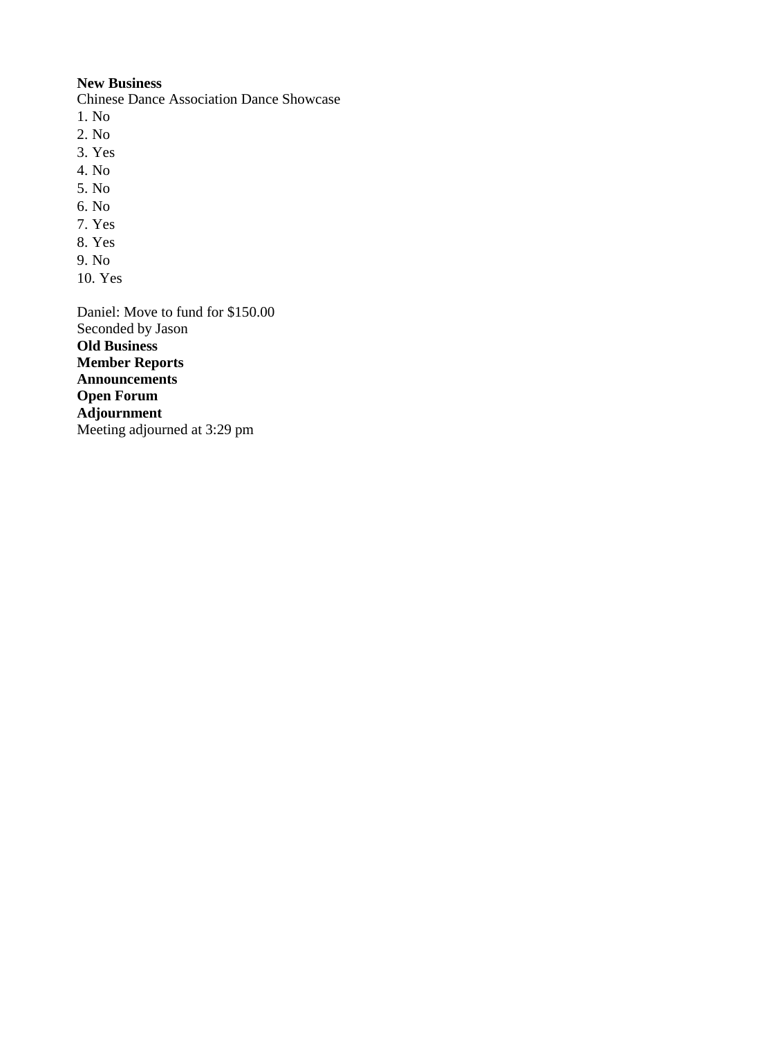**New Business**

Chinese Dance Association Dance Showcase

1. No
2. No
3. Yes
4. No
5. No
6. No
7. Yes
8. Yes
9. No
10. Yes

Daniel: Move to fund for $150.00
Seconded by Jason

**Old Business**

**Member Reports**

**Announcements**

**Open Forum**

**Adjournment**

Meeting adjourned at 3:29 pm